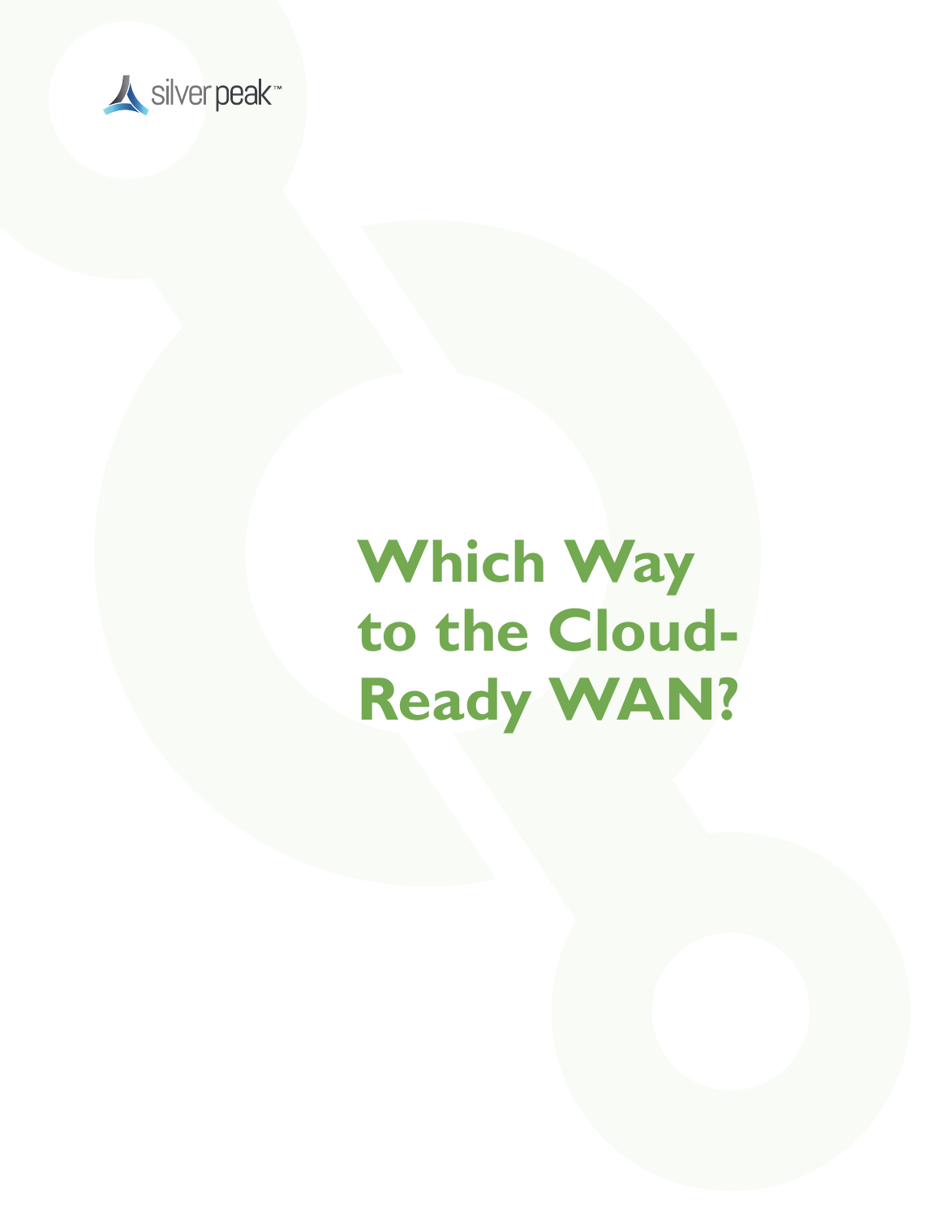silver peak™

# Which Way to the Cloud-Ready WAN?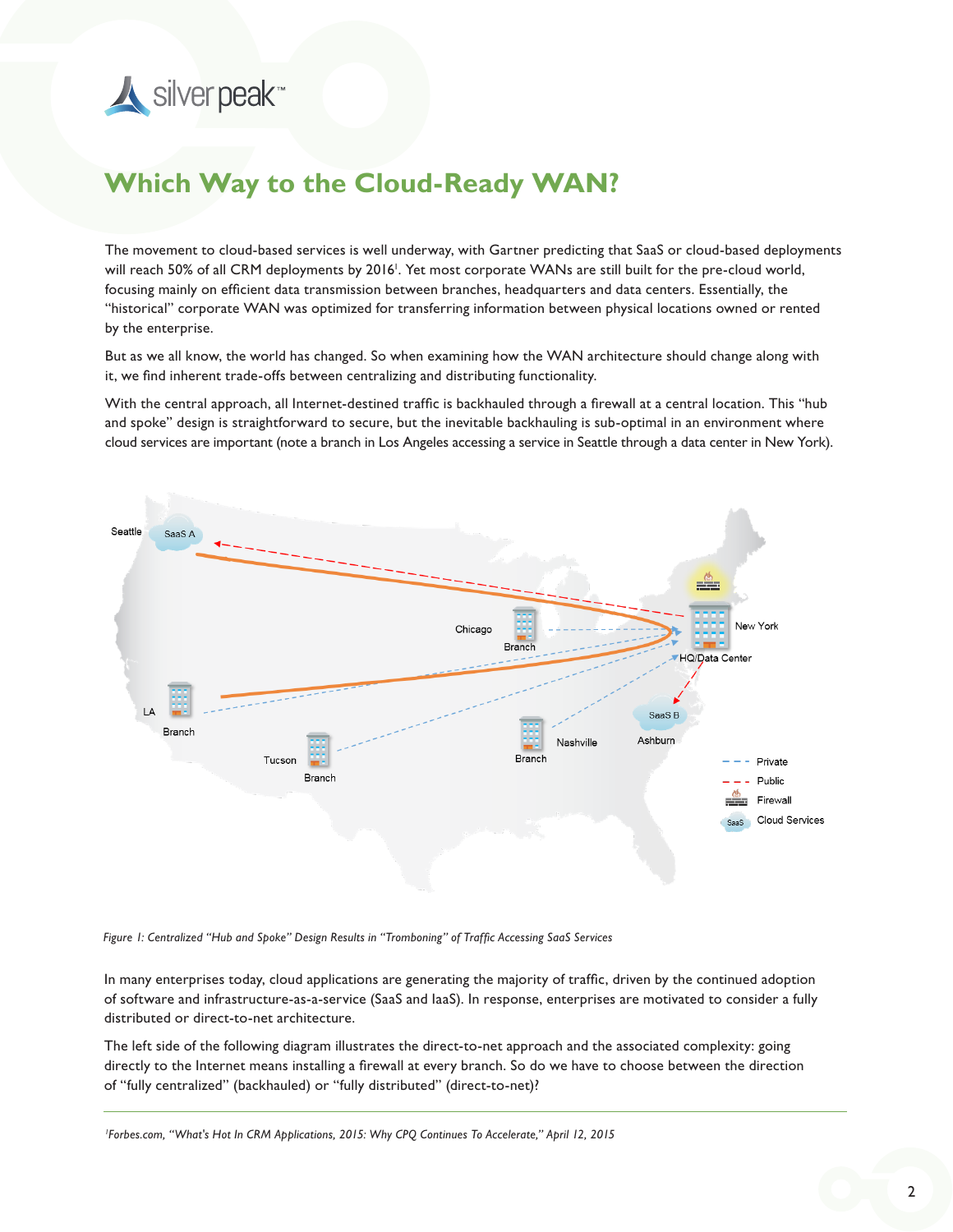# Which Way to the Cloud-Ready WAN?

The movement to cloud-based services is well underway, with Gartner predicting that SaaS or cloud-based deployments will reach 50% of all CRM deployments by 2016[1]. Yet most corporate WANs are still built for the pre-cloud world, focusing mainly on efficient data transmission between branches, headquarters and data centers. Essentially, the "historical" corporate WAN was optimized for transferring information between physical locations owned or rented by the enterprise.

But as we all know, the world has changed. So when examining how the WAN architecture should change along with it, we find inherent trade-offs between centralizing and distributing functionality.

With the central approach, all Internet-destined traffic is backhauled through a firewall at a central location. This "hub and spoke" design is straightforward to secure, but the inevitable backhauling is sub-optimal in an environment where cloud services are important (note a branch in Los Angeles accessing a service in Seattle through a data center in New York).

*Figure 1: Centralized "Hub and Spoke" Design Results in "Tromboning" of Traffic Accessing SaaS Services*

In many enterprises today, cloud applications are generating the majority of traffic, driven by the continued adoption of software and infrastructure-as-a-service (SaaS and IaaS). In response, enterprises are motivated to consider a fully distributed or direct-to-net architecture.

The left side of the following diagram illustrates the direct-to-net approach and the associated complexity: going directly to the Internet means installing a firewall at every branch. So do we have to choose between the direction of "fully centralized" (backhauled) or "fully distributed" (direct-to-net)?

---

[1] *Forbes.com, "What's Hot In CRM Applications, 2015: Why CPQ Continues To Accelerate," April 12, 2015*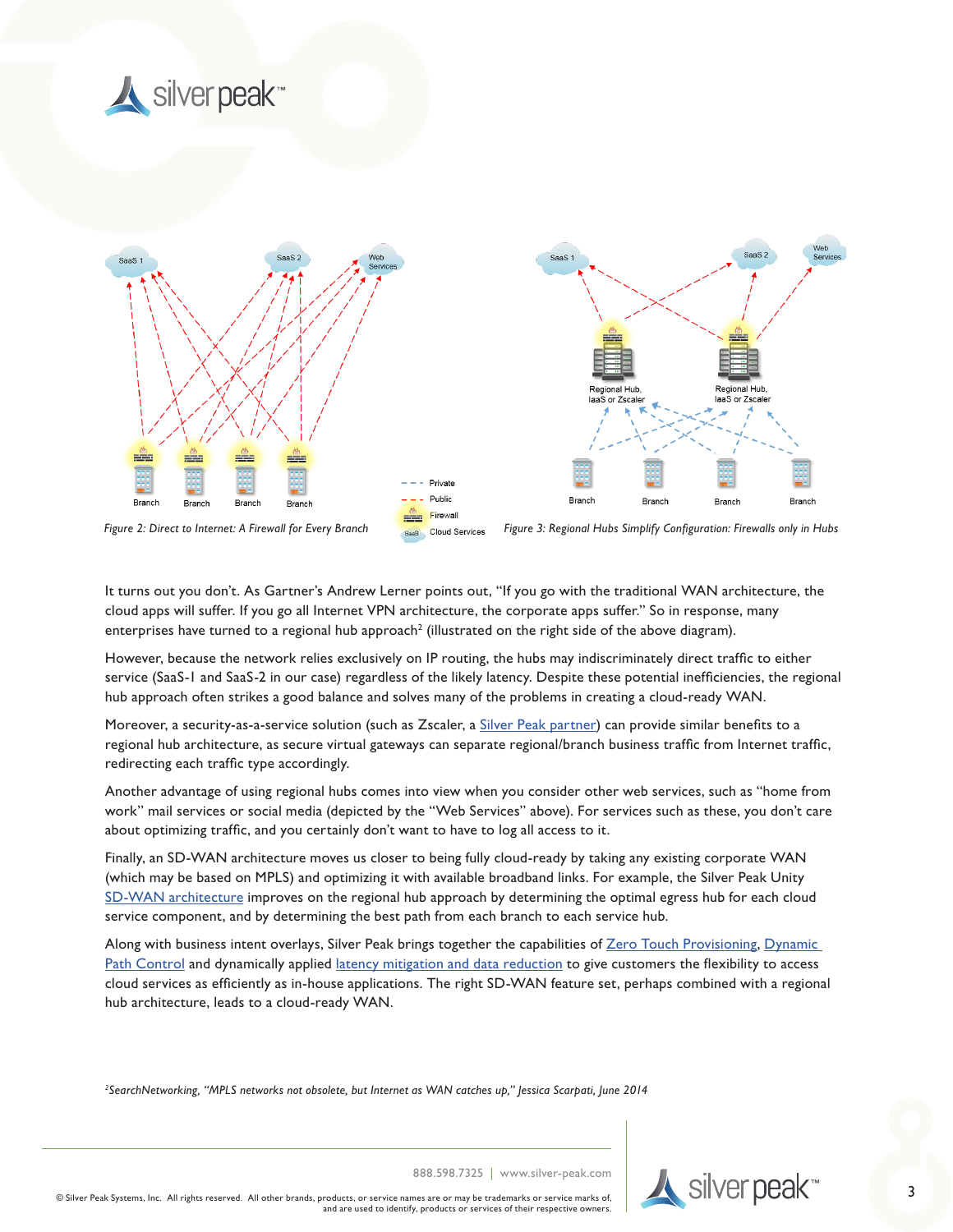SaaS 1
SaaS 2
Web Services
Branch
Branch
Branch
Branch

Private
Public
Firewall
Cloud Services

Figure 2: Direct to Internet: A Firewall for Every Branch

SaaS 1
SaaS 2
Web Services
Regional Hub, IaaS or Zscaler
Regional Hub, IaaS or Zscaler
Branch
Branch
Branch
Branch

Figure 3: Regional Hubs Simplify Configuration: Firewalls only in Hubs

It turns out you don't. As Gartner's Andrew Lerner points out, "If you go with the traditional WAN architecture, the cloud apps will suffer. If you go all Internet VPN architecture, the corporate apps suffer." So in response, many enterprises have turned to a regional hub approach[2] (illustrated on the right side of the above diagram).

However, because the network relies exclusively on IP routing, the hubs may indiscriminately direct traffic to either service (SaaS-1 and SaaS-2 in our case) regardless of the likely latency. Despite these potential inefficiencies, the regional hub approach often strikes a good balance and solves many of the problems in creating a cloud-ready WAN.

Moreover, a security-as-a-service solution (such as Zscaler, a Silver Peak partner) can provide similar benefits to a regional hub architecture, as secure virtual gateways can separate regional/branch business traffic from Internet traffic, redirecting each traffic type accordingly.

Another advantage of using regional hubs comes into view when you consider other web services, such as "home from work" mail services or social media (depicted by the "Web Services" above). For services such as these, you don't care about optimizing traffic, and you certainly don't want to have to log all access to it.

Finally, an SD-WAN architecture moves us closer to being fully cloud-ready by taking any existing corporate WAN (which may be based on MPLS) and optimizing it with available broadband links. For example, the Silver Peak Unity SD-WAN architecture improves on the regional hub approach by determining the optimal egress hub for each cloud service component, and by determining the best path from each branch to each service hub.

Along with business intent overlays, Silver Peak brings together the capabilities of Zero Touch Provisioning, Dynamic Path Control and dynamically applied latency mitigation and data reduction to give customers the flexibility to access cloud services as efficiently as in-house applications. The right SD-WAN feature set, perhaps combined with a regional hub architecture, leads to a cloud-ready WAN.

*[2]SearchNetworking, "MPLS networks not obsolete, but Internet as WAN catches up," Jessica Scarpati, June 2014*